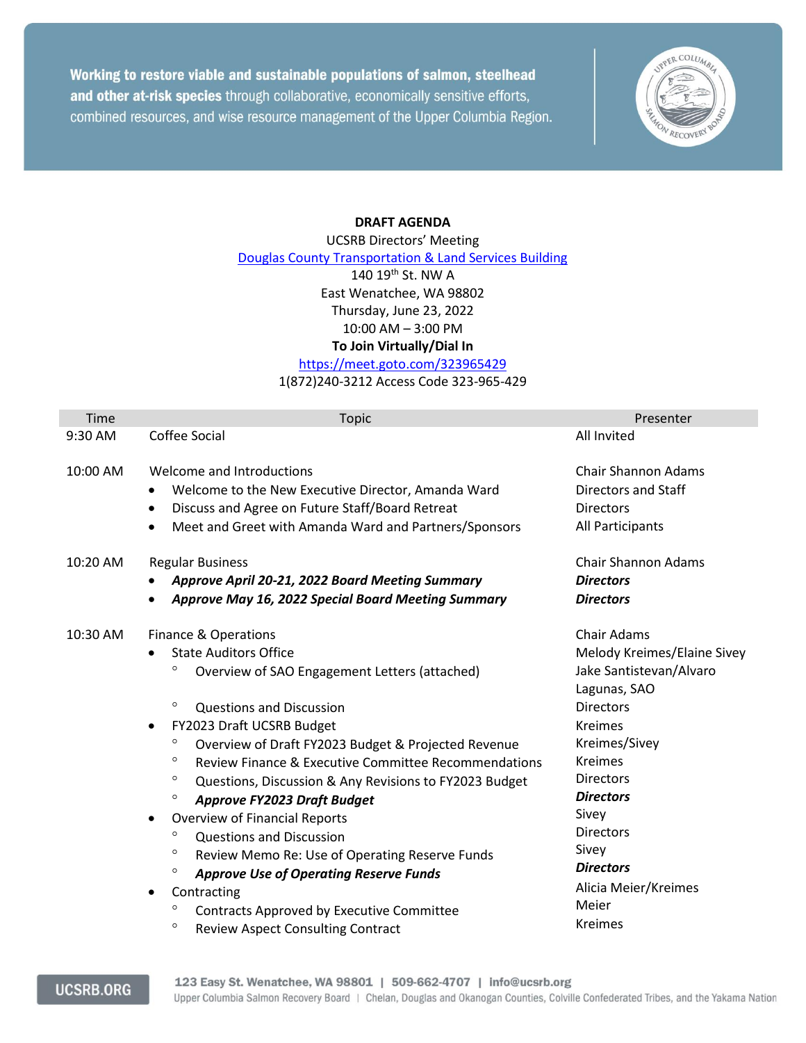Working to restore viable and sustainable populations of salmon, steelhead and other at-risk species through collaborative, economically sensitive efforts, combined resources, and wise resource management of the Upper Columbia Region.

**DRAFT AGENDA**

UCSRB Directors' Meeting

Douglas County Transportation & Land Services Building

140 19th St. NW A

East Wenatchee, WA 98802

Thursday, June 23, 2022

10:00 AM – 3:00 PM

**To Join Virtually/Dial In**

https://meet.goto.com/323965429

1(872)240-3212 Access Code 323-965-429

| Time | Topic | Presenter |
|---|---|---|
| 9:30 AM | Coffee Social | All Invited |
| 10:00 AM | Welcome and Introductions | Chair Shannon Adams |
| | • Welcome to the New Executive Director, Amanda Ward | Directors and Staff |
| | • Discuss and Agree on Future Staff/Board Retreat | Directors |
| | • Meet and Greet with Amanda Ward and Partners/Sponsors | All Participants |
| 10:20 AM | Regular Business | Chair Shannon Adams |
| | • ***Approve April 20-21, 2022 Board Meeting Summary*** | ***Directors*** |
| | • ***Approve May 16, 2022 Special Board Meeting Summary*** | ***Directors*** |
| 10:30 AM | Finance & Operations | Chair Adams |
| | • State Auditors Office | Melody Kreimes/Elaine Sivey |
| | ◦ Overview of SAO Engagement Letters (attached) | Jake Santistevan/Alvaro Lagunas, SAO |
| | ◦ Questions and Discussion | Directors |
| | • FY2023 Draft UCSRB Budget | Kreimes |
| | ◦ Overview of Draft FY2023 Budget & Projected Revenue | Kreimes/Sivey |
| | ◦ Review Finance & Executive Committee Recommendations | Kreimes |
| | ◦ Questions, Discussion & Any Revisions to FY2023 Budget | Directors |
| | ◦ ***Approve FY2023 Draft Budget*** | ***Directors*** |
| | • Overview of Financial Reports | Sivey |
| | ◦ Questions and Discussion | Directors |
| | ◦ Review Memo Re: Use of Operating Reserve Funds | Sivey |
| | ◦ ***Approve Use of Operating Reserve Funds*** | ***Directors*** |
| | • Contracting | Alicia Meier/Kreimes |
| | ◦ Contracts Approved by Executive Committee | Meier |
| | ◦ Review Aspect Consulting Contract | Kreimes |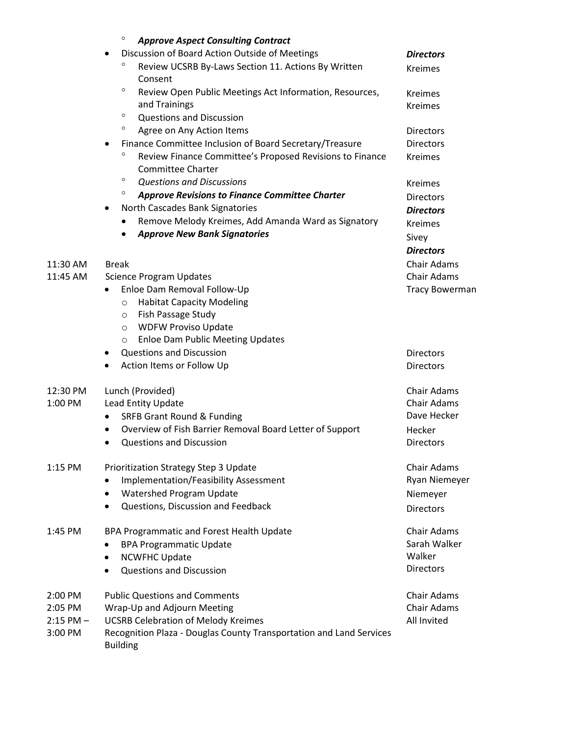| | | |
|---|---|---|
| | ◦ ***Approve Aspect Consulting Contract*** | |
| | • Discussion of Board Action Outside of Meetings | ***Directors*** |
| | ◦ Review UCSRB By-Laws Section 11. Actions By Written Consent | Kreimes |
| | ◦ Review Open Public Meetings Act Information, Resources, and Trainings | Kreimes |
| | ◦ Questions and Discussion | Kreimes |
| | ◦ Agree on Any Action Items | Directors |
| | • Finance Committee Inclusion of Board Secretary/Treasure | Directors |
| | ◦ Review Finance Committee's Proposed Revisions to Finance Committee Charter | Kreimes |
| | ◦ *Questions and Discussions* | Kreimes |
| | ◦ ***Approve Revisions to Finance Committee Charter*** | Directors |
| | • North Cascades Bank Signatories | ***Directors*** |
| | • Remove Melody Kreimes, Add Amanda Ward as Signatory | Kreimes |
| | • ***Approve New Bank Signatories*** | Sivey |
| | | ***Directors*** |
| 11:30 AM | Break | Chair Adams |
| 11:45 AM | Science Program Updates | Chair Adams |
| | • Enloe Dam Removal Follow-Up | Tracy Bowerman |
| | ○ Habitat Capacity Modeling | |
| | ○ Fish Passage Study | |
| | ○ WDFW Proviso Update | |
| | ○ Enloe Dam Public Meeting Updates | |
| | • Questions and Discussion | Directors |
| | • Action Items or Follow Up | Directors |
| 12:30 PM | Lunch (Provided) | Chair Adams |
| 1:00 PM | Lead Entity Update | Chair Adams |
| | • SRFB Grant Round & Funding | Dave Hecker |
| | • Overview of Fish Barrier Removal Board Letter of Support | Hecker |
| | • Questions and Discussion | Directors |
| 1:15 PM | Prioritization Strategy Step 3 Update | Chair Adams |
| | • Implementation/Feasibility Assessment | Ryan Niemeyer |
| | • Watershed Program Update | Niemeyer |
| | • Questions, Discussion and Feedback | Directors |
| 1:45 PM | BPA Programmatic and Forest Health Update | Chair Adams |
| | • BPA Programmatic Update | Sarah Walker |
| | • NCWFHC Update | Walker |
| | • Questions and Discussion | Directors |
| 2:00 PM | Public Questions and Comments | Chair Adams |
| 2:05 PM | Wrap-Up and Adjourn Meeting | Chair Adams |
| 2:15 PM – 3:00 PM | UCSRB Celebration of Melody Kreimes<br>Recognition Plaza - Douglas County Transportation and Land Services Building | All Invited |